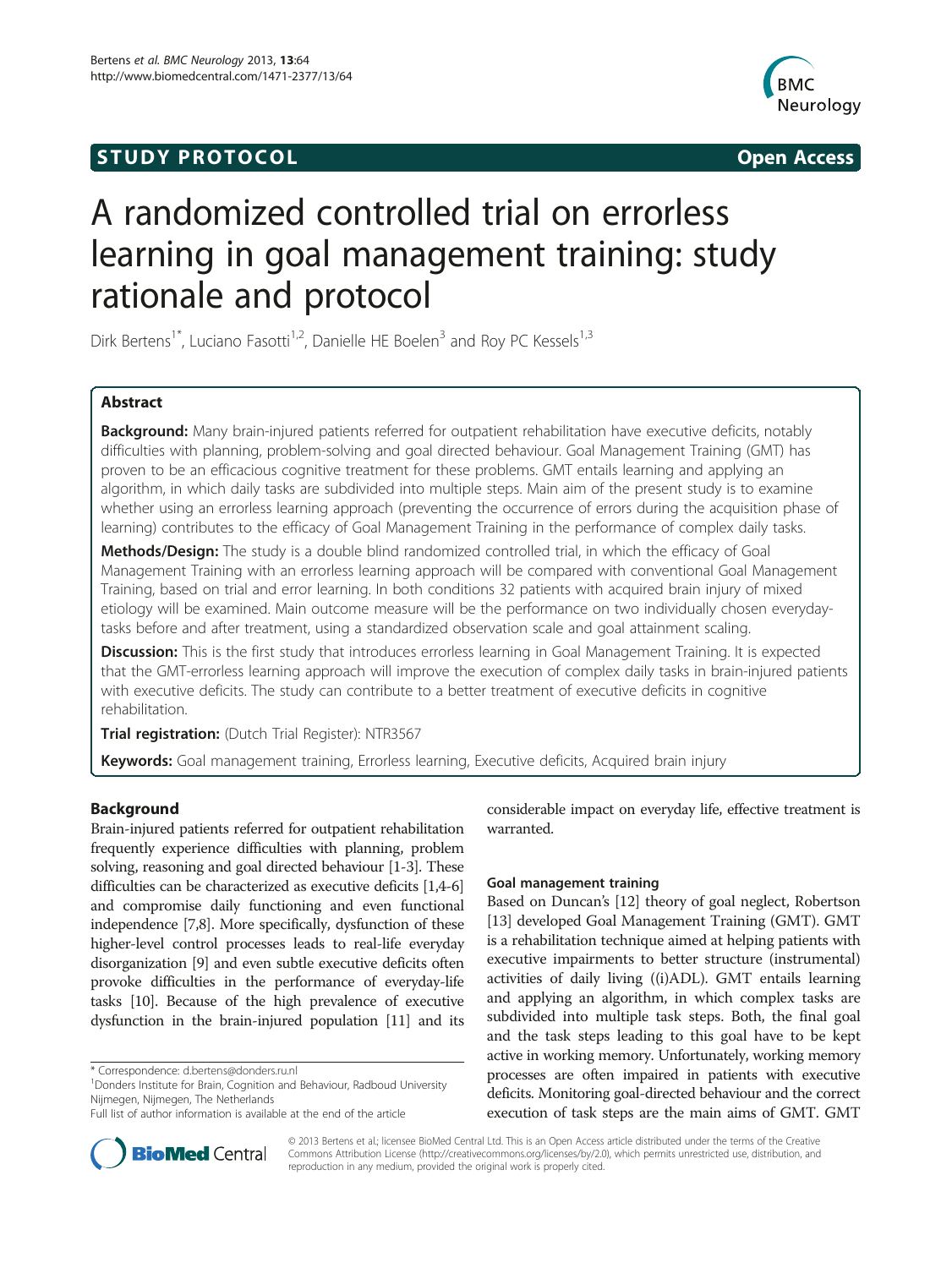STUDY PROTOCOL Open Access

# A randomized controlled trial on errorless learning in goal management training: study rationale and protocol

Dirk Bertens[1*], Luciano Fasotti[1,2], Danielle HE Boelen[3] and Roy PC Kessels[1,3]

## Abstract

**Background:** Many brain-injured patients referred for outpatient rehabilitation have executive deficits, notably difficulties with planning, problem-solving and goal directed behaviour. Goal Management Training (GMT) has proven to be an efficacious cognitive treatment for these problems. GMT entails learning and applying an algorithm, in which daily tasks are subdivided into multiple steps. Main aim of the present study is to examine whether using an errorless learning approach (preventing the occurrence of errors during the acquisition phase of learning) contributes to the efficacy of Goal Management Training in the performance of complex daily tasks.

**Methods/Design:** The study is a double blind randomized controlled trial, in which the efficacy of Goal Management Training with an errorless learning approach will be compared with conventional Goal Management Training, based on trial and error learning. In both conditions 32 patients with acquired brain injury of mixed etiology will be examined. Main outcome measure will be the performance on two individually chosen everyday-tasks before and after treatment, using a standardized observation scale and goal attainment scaling.

**Discussion:** This is the first study that introduces errorless learning in Goal Management Training. It is expected that the GMT-errorless learning approach will improve the execution of complex daily tasks in brain-injured patients with executive deficits. The study can contribute to a better treatment of executive deficits in cognitive rehabilitation.

**Trial registration:** (Dutch Trial Register): NTR3567

**Keywords:** Goal management training, Errorless learning, Executive deficits, Acquired brain injury

## Background

Brain-injured patients referred for outpatient rehabilitation frequently experience difficulties with planning, problem solving, reasoning and goal directed behaviour [1-3]. These difficulties can be characterized as executive deficits [1,4-6] and compromise daily functioning and even functional independence [7,8]. More specifically, dysfunction of these higher-level control processes leads to real-life everyday disorganization [9] and even subtle executive deficits often provoke difficulties in the performance of everyday-life tasks [10]. Because of the high prevalence of executive dysfunction in the brain-injured population [11] and its considerable impact on everyday life, effective treatment is warranted.

### Goal management training

Based on Duncan's [12] theory of goal neglect, Robertson [13] developed Goal Management Training (GMT). GMT is a rehabilitation technique aimed at helping patients with executive impairments to better structure (instrumental) activities of daily living ((i)ADL). GMT entails learning and applying an algorithm, in which complex tasks are subdivided into multiple task steps. Both, the final goal and the task steps leading to this goal have to be kept active in working memory. Unfortunately, working memory processes are often impaired in patients with executive deficits. Monitoring goal-directed behaviour and the correct execution of task steps are the main aims of GMT. GMT

* Correspondence: d.bertens@donders.ru.nl
[1]Donders Institute for Brain, Cognition and Behaviour, Radboud University Nijmegen, Nijmegen, The Netherlands
Full list of author information is available at the end of the article

© 2013 Bertens et al.; licensee BioMed Central Ltd. This is an Open Access article distributed under the terms of the Creative Commons Attribution License (http://creativecommons.org/licenses/by/2.0), which permits unrestricted use, distribution, and reproduction in any medium, provided the original work is properly cited.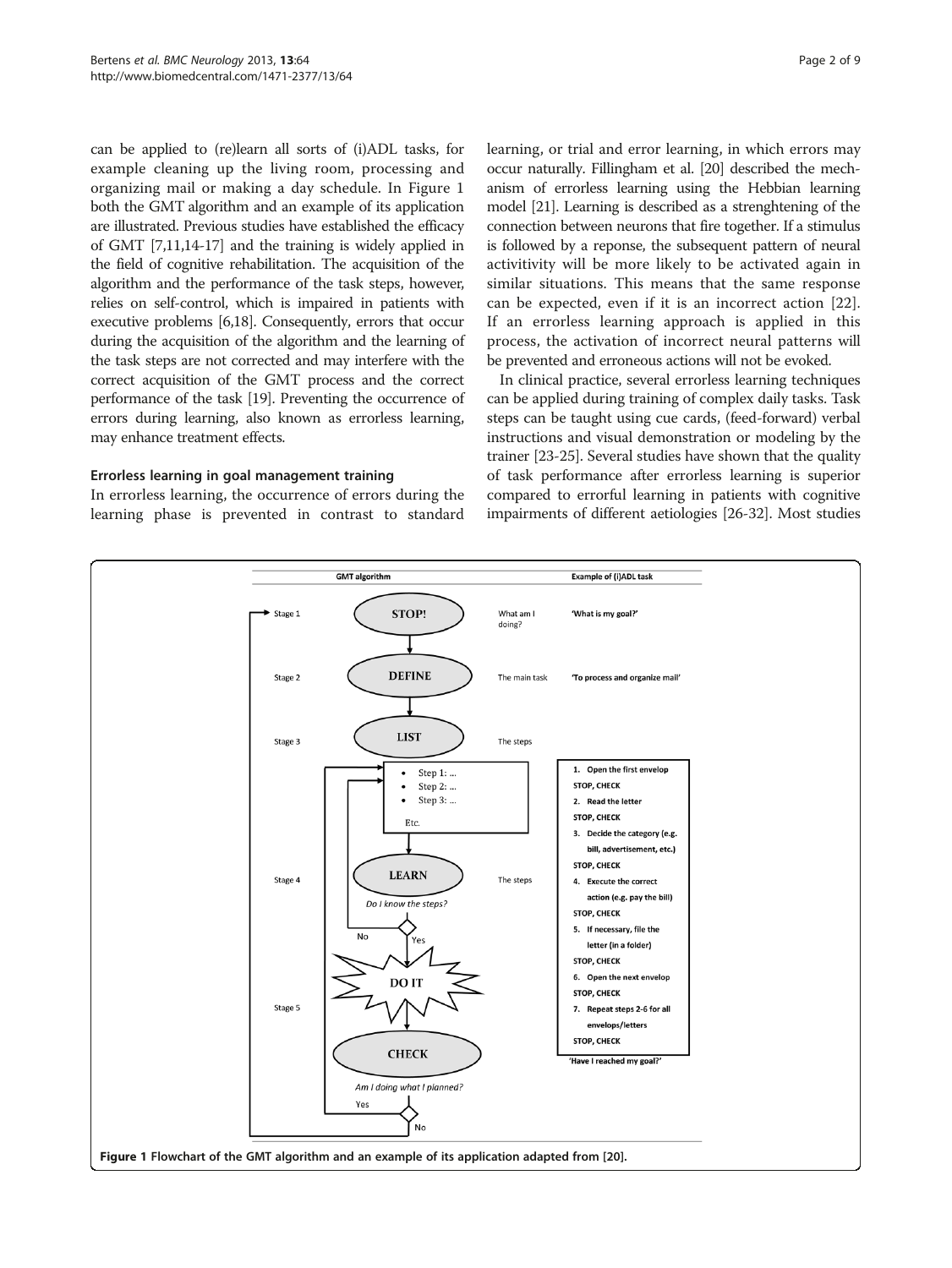can be applied to (re)learn all sorts of (i)ADL tasks, for example cleaning up the living room, processing and organizing mail or making a day schedule. In Figure 1 both the GMT algorithm and an example of its application are illustrated. Previous studies have established the efficacy of GMT [7,11,14-17] and the training is widely applied in the field of cognitive rehabilitation. The acquisition of the algorithm and the performance of the task steps, however, relies on self-control, which is impaired in patients with executive problems [6,18]. Consequently, errors that occur during the acquisition of the algorithm and the learning of the task steps are not corrected and may interfere with the correct acquisition of the GMT process and the correct performance of the task [19]. Preventing the occurrence of errors during learning, also known as errorless learning, may enhance treatment effects.

### Errorless learning in goal management training

In errorless learning, the occurrence of errors during the learning phase is prevented in contrast to standard learning, or trial and error learning, in which errors may occur naturally. Fillingham et al. [20] described the mechanism of errorless learning using the Hebbian learning model [21]. Learning is described as a strenghtening of the connection between neurons that fire together. If a stimulus is followed by a reponse, the subsequent pattern of neural activitivity will be more likely to be activated again in similar situations. This means that the same response can be expected, even if it is an incorrect action [22]. If an errorless learning approach is applied in this process, the activation of incorrect neural patterns will be prevented and erroneous actions will not be evoked.

In clinical practice, several errorless learning techniques can be applied during training of complex daily tasks. Task steps can be taught using cue cards, (feed-forward) verbal instructions and visual demonstration or modeling by the trainer [23-25]. Several studies have shown that the quality of task performance after errorless learning is superior compared to errorful learning in patients with cognitive impairments of different aetiologies [26-32]. Most studies

| | GMT algorithm | | Example of (i)ADL task |
|---|---|---|---|
| Stage 1 | STOP! | What am I doing? | 'What is my goal?' |
| Stage 2 | DEFINE | The main task | 'To process and organize mail' |
| Stage 3 | LIST | The steps | |
| | • Step 1: ... • Step 2: ... • Step 3: ... Etc. | | 1. Open the first envelop STOP, CHECK 2. Read the letter STOP, CHECK 3. Decide the category (e.g. bill, advertisement, etc.) STOP, CHECK |
| Stage 4 | LEARN *Do I know the steps?* (No → back to list; Yes → DO IT) | The steps | 4. Execute the correct action (e.g. pay the bill) STOP, CHECK 5. If necessary, file the letter (in a folder) STOP, CHECK |
| Stage 5 | DO IT → CHECK *Am I doing what I planned?* (Yes → back to steps; No → back to Stage 1) | | 6. Open the next envelop STOP, CHECK 7. Repeat steps 2-6 for all envelops/letters STOP, CHECK 'Have I reached my goal?' |

**Figure 1** Flowchart of the GMT algorithm and an example of its application adapted from [20].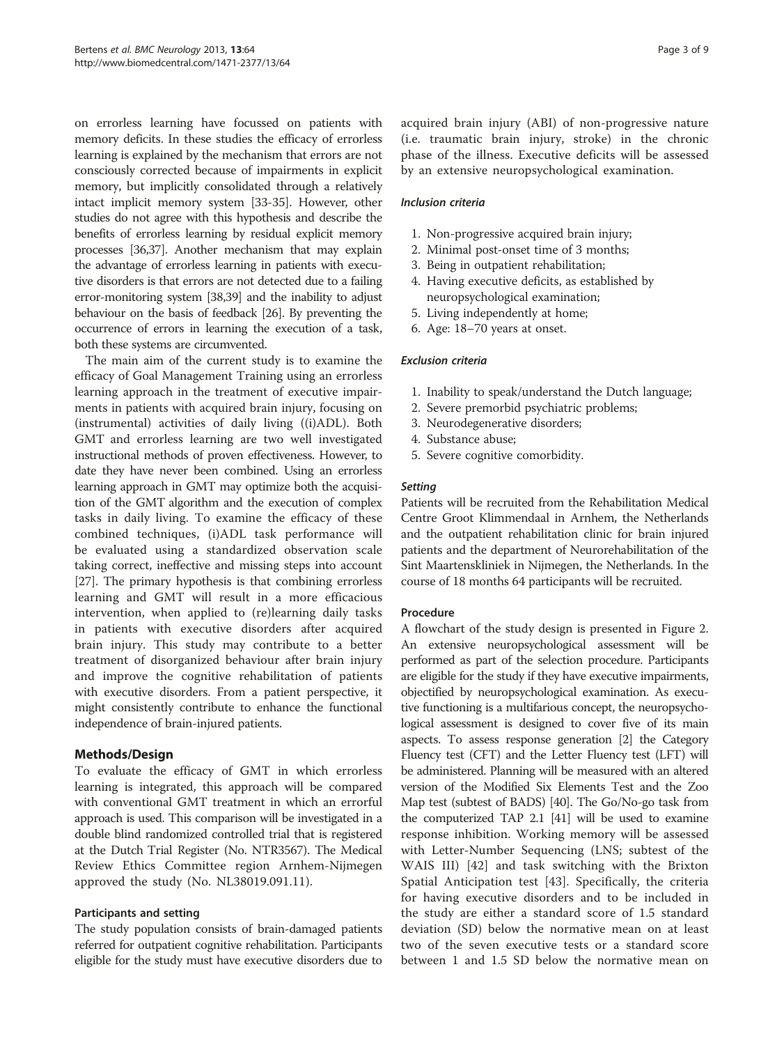on errorless learning have focussed on patients with memory deficits. In these studies the efficacy of errorless learning is explained by the mechanism that errors are not consciously corrected because of impairments in explicit memory, but implicitly consolidated through a relatively intact implicit memory system [33-35]. However, other studies do not agree with this hypothesis and describe the benefits of errorless learning by residual explicit memory processes [36,37]. Another mechanism that may explain the advantage of errorless learning in patients with executive disorders is that errors are not detected due to a failing error-monitoring system [38,39] and the inability to adjust behaviour on the basis of feedback [26]. By preventing the occurrence of errors in learning the execution of a task, both these systems are circumvented.

The main aim of the current study is to examine the efficacy of Goal Management Training using an errorless learning approach in the treatment of executive impairments in patients with acquired brain injury, focusing on (instrumental) activities of daily living ((i)ADL). Both GMT and errorless learning are two well investigated instructional methods of proven effectiveness. However, to date they have never been combined. Using an errorless learning approach in GMT may optimize both the acquisition of the GMT algorithm and the execution of complex tasks in daily living. To examine the efficacy of these combined techniques, (i)ADL task performance will be evaluated using a standardized observation scale taking correct, ineffective and missing steps into account [27]. The primary hypothesis is that combining errorless learning and GMT will result in a more efficacious intervention, when applied to (re)learning daily tasks in patients with executive disorders after acquired brain injury. This study may contribute to a better treatment of disorganized behaviour after brain injury and improve the cognitive rehabilitation of patients with executive disorders. From a patient perspective, it might consistently contribute to enhance the functional independence of brain-injured patients.

## Methods/Design

To evaluate the efficacy of GMT in which errorless learning is integrated, this approach will be compared with conventional GMT treatment in which an errorful approach is used. This comparison will be investigated in a double blind randomized controlled trial that is registered at the Dutch Trial Register (No. NTR3567). The Medical Review Ethics Committee region Arnhem-Nijmegen approved the study (No. NL38019.091.11).

### Participants and setting

The study population consists of brain-damaged patients referred for outpatient cognitive rehabilitation. Participants eligible for the study must have executive disorders due to acquired brain injury (ABI) of non-progressive nature (i.e. traumatic brain injury, stroke) in the chronic phase of the illness. Executive deficits will be assessed by an extensive neuropsychological examination.

#### *Inclusion criteria*

1. Non-progressive acquired brain injury;
2. Minimal post-onset time of 3 months;
3. Being in outpatient rehabilitation;
4. Having executive deficits, as established by neuropsychological examination;
5. Living independently at home;
6. Age: 18–70 years at onset.

#### *Exclusion criteria*

1. Inability to speak/understand the Dutch language;
2. Severe premorbid psychiatric problems;
3. Neurodegenerative disorders;
4. Substance abuse;
5. Severe cognitive comorbidity.

#### *Setting*

Patients will be recruited from the Rehabilitation Medical Centre Groot Klimmendaal in Arnhem, the Netherlands and the outpatient rehabilitation clinic for brain injured patients and the department of Neurorehabilitation of the Sint Maartenskliniek in Nijmegen, the Netherlands. In the course of 18 months 64 participants will be recruited.

### Procedure

A flowchart of the study design is presented in Figure 2. An extensive neuropsychological assessment will be performed as part of the selection procedure. Participants are eligible for the study if they have executive impairments, objectified by neuropsychological examination. As executive functioning is a multifarious concept, the neuropsychological assessment is designed to cover five of its main aspects. To assess response generation [2] the Category Fluency test (CFT) and the Letter Fluency test (LFT) will be administered. Planning will be measured with an altered version of the Modified Six Elements Test and the Zoo Map test (subtest of BADS) [40]. The Go/No-go task from the computerized TAP 2.1 [41] will be used to examine response inhibition. Working memory will be assessed with Letter-Number Sequencing (LNS; subtest of the WAIS III) [42] and task switching with the Brixton Spatial Anticipation test [43]. Specifically, the criteria for having executive disorders and to be included in the study are either a standard score of 1.5 standard deviation (SD) below the normative mean on at least two of the seven executive tests or a standard score between 1 and 1.5 SD below the normative mean on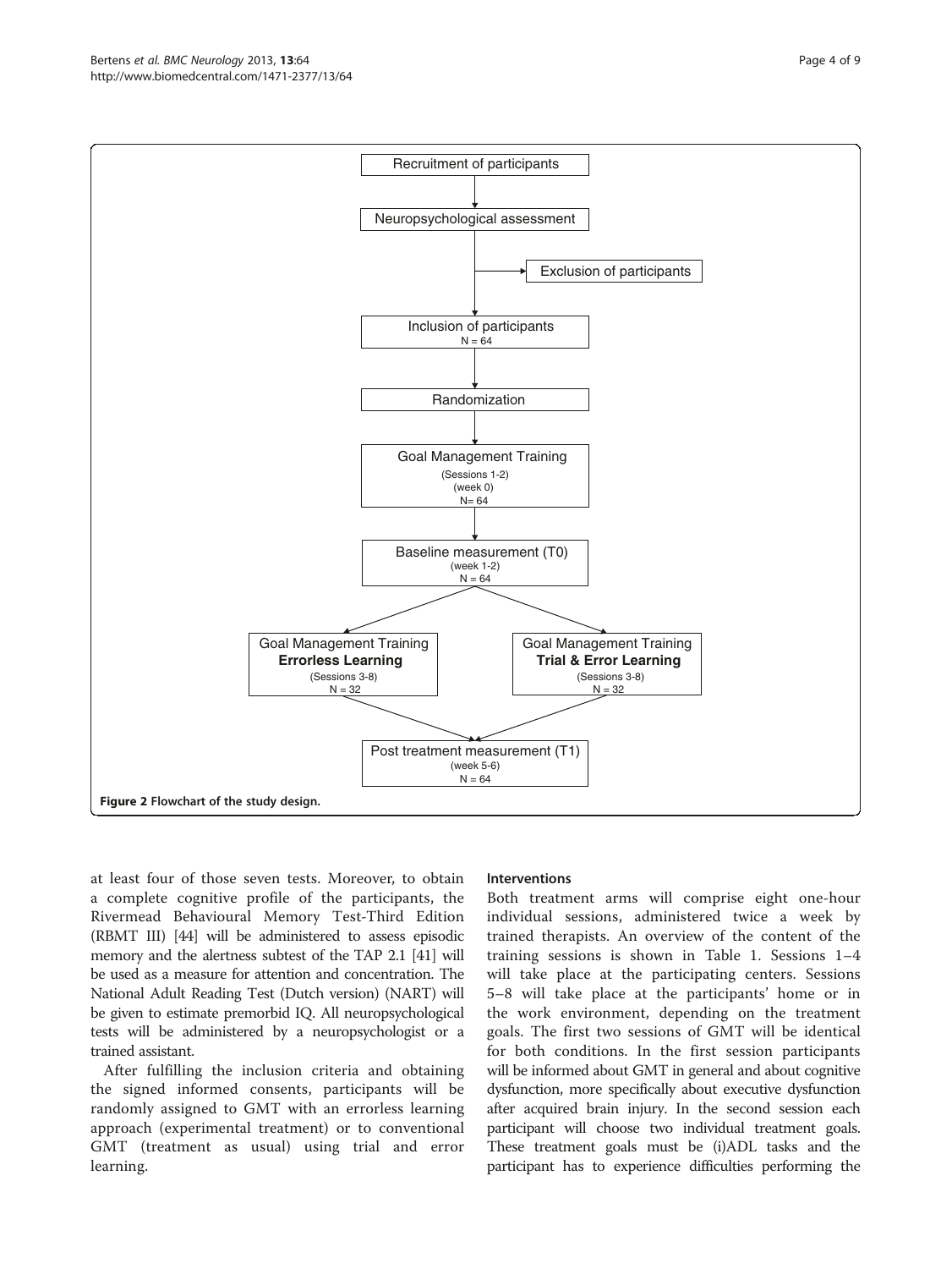Recruitment of participants

Neuropsychological assessment

Exclusion of participants

Inclusion of participants
N = 64

Randomization

Goal Management Training
(Sessions 1-2)
(week 0)
N= 64

Baseline measurement (T0)
(week 1-2)
N = 64

Goal Management Training
**Errorless Learning**
(Sessions 3-8)
N = 32

Goal Management Training
**Trial & Error Learning**
(Sessions 3-8)
N = 32

Post treatment measurement (T1)
(week 5-6)
N = 64

**Figure 2** Flowchart of the study design.

at least four of those seven tests. Moreover, to obtain a complete cognitive profile of the participants, the Rivermead Behavioural Memory Test-Third Edition (RBMT III) [44] will be administered to assess episodic memory and the alertness subtest of the TAP 2.1 [41] will be used as a measure for attention and concentration. The National Adult Reading Test (Dutch version) (NART) will be given to estimate premorbid IQ. All neuropsychological tests will be administered by a neuropsychologist or a trained assistant.

After fulfilling the inclusion criteria and obtaining the signed informed consents, participants will be randomly assigned to GMT with an errorless learning approach (experimental treatment) or to conventional GMT (treatment as usual) using trial and error learning.

### Interventions

Both treatment arms will comprise eight one-hour individual sessions, administered twice a week by trained therapists. An overview of the content of the training sessions is shown in Table 1. Sessions 1–4 will take place at the participating centers. Sessions 5–8 will take place at the participants' home or in the work environment, depending on the treatment goals. The first two sessions of GMT will be identical for both conditions. In the first session participants will be informed about GMT in general and about cognitive dysfunction, more specifically about executive dysfunction after acquired brain injury. In the second session each participant will choose two individual treatment goals. These treatment goals must be (i)ADL tasks and the participant has to experience difficulties performing the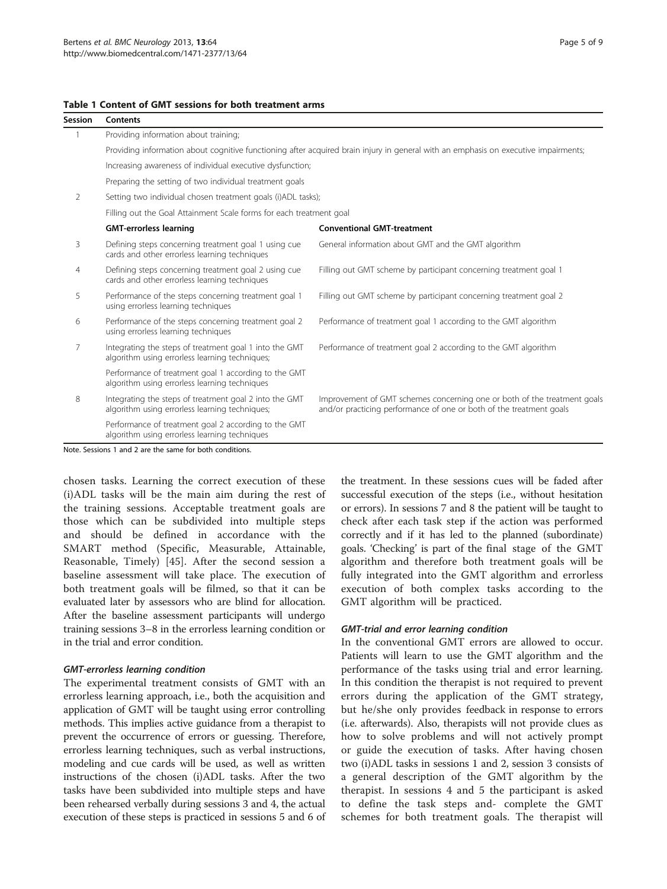**Table 1 Content of GMT sessions for both treatment arms**

| Session | Contents | |
|---|---|---|
| 1 | Providing information about training; | |
| | Providing information about cognitive functioning after acquired brain injury in general with an emphasis on executive impairments; | |
| | Increasing awareness of individual executive dysfunction; | |
| | Preparing the setting of two individual treatment goals | |
| 2 | Setting two individual chosen treatment goals (i)ADL tasks); | |
| | Filling out the Goal Attainment Scale forms for each treatment goal | |
| | **GMT-errorless learning** | **Conventional GMT-treatment** |
| 3 | Defining steps concerning treatment goal 1 using cue cards and other errorless learning techniques | General information about GMT and the GMT algorithm |
| 4 | Defining steps concerning treatment goal 2 using cue cards and other errorless learning techniques | Filling out GMT scheme by participant concerning treatment goal 1 |
| 5 | Performance of the steps concerning treatment goal 1 using errorless learning techniques | Filling out GMT scheme by participant concerning treatment goal 2 |
| 6 | Performance of the steps concerning treatment goal 2 using errorless learning techniques | Performance of treatment goal 1 according to the GMT algorithm |
| 7 | Integrating the steps of treatment goal 1 into the GMT algorithm using errorless learning techniques; | Performance of treatment goal 2 according to the GMT algorithm |
| | Performance of treatment goal 1 according to the GMT algorithm using errorless learning techniques | |
| 8 | Integrating the steps of treatment goal 2 into the GMT algorithm using errorless learning techniques; | Improvement of GMT schemes concerning one or both of the treatment goals and/or practicing performance of one or both of the treatment goals |
| | Performance of treatment goal 2 according to the GMT algorithm using errorless learning techniques | |

Note. Sessions 1 and 2 are the same for both conditions.

chosen tasks. Learning the correct execution of these (i)ADL tasks will be the main aim during the rest of the training sessions. Acceptable treatment goals are those which can be subdivided into multiple steps and should be defined in accordance with the SMART method (Specific, Measurable, Attainable, Reasonable, Timely) [45]. After the second session a baseline assessment will take place. The execution of both treatment goals will be filmed, so that it can be evaluated later by assessors who are blind for allocation. After the baseline assessment participants will undergo training sessions 3–8 in the errorless learning condition or in the trial and error condition.

#### *GMT-errorless learning condition*

The experimental treatment consists of GMT with an errorless learning approach, i.e., both the acquisition and application of GMT will be taught using error controlling methods. This implies active guidance from a therapist to prevent the occurrence of errors or guessing. Therefore, errorless learning techniques, such as verbal instructions, modeling and cue cards will be used, as well as written instructions of the chosen (i)ADL tasks. After the two tasks have been subdivided into multiple steps and have been rehearsed verbally during sessions 3 and 4, the actual execution of these steps is practiced in sessions 5 and 6 of the treatment. In these sessions cues will be faded after successful execution of the steps (i.e., without hesitation or errors). In sessions 7 and 8 the patient will be taught to check after each task step if the action was performed correctly and if it has led to the planned (subordinate) goals. 'Checking' is part of the final stage of the GMT algorithm and therefore both treatment goals will be fully integrated into the GMT algorithm and errorless execution of both complex tasks according to the GMT algorithm will be practiced.

#### *GMT-trial and error learning condition*

In the conventional GMT errors are allowed to occur. Patients will learn to use the GMT algorithm and the performance of the tasks using trial and error learning. In this condition the therapist is not required to prevent errors during the application of the GMT strategy, but he/she only provides feedback in response to errors (i.e. afterwards). Also, therapists will not provide clues as how to solve problems and will not actively prompt or guide the execution of tasks. After having chosen two (i)ADL tasks in sessions 1 and 2, session 3 consists of a general description of the GMT algorithm by the therapist. In sessions 4 and 5 the participant is asked to define the task steps and- complete the GMT schemes for both treatment goals. The therapist will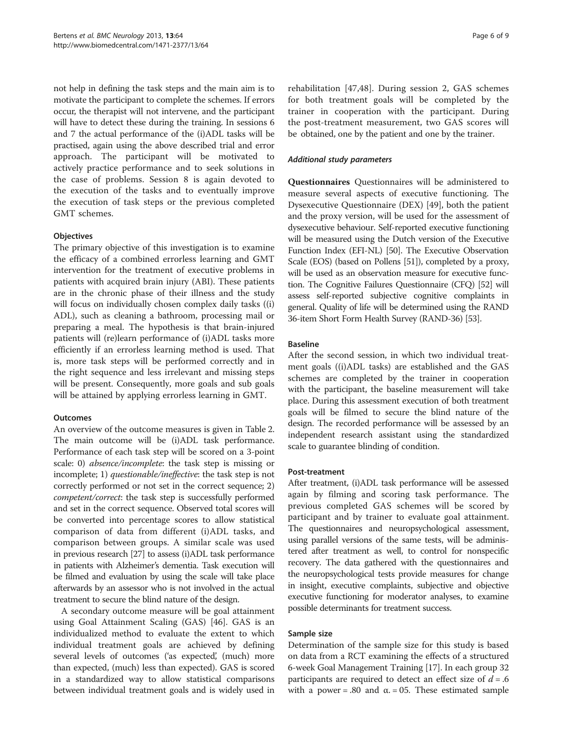not help in defining the task steps and the main aim is to motivate the participant to complete the schemes. If errors occur, the therapist will not intervene, and the participant will have to detect these during the training. In sessions 6 and 7 the actual performance of the (i)ADL tasks will be practised, again using the above described trial and error approach. The participant will be motivated to actively practice performance and to seek solutions in the case of problems. Session 8 is again devoted to the execution of the tasks and to eventually improve the execution of task steps or the previous completed GMT schemes.

### Objectives

The primary objective of this investigation is to examine the efficacy of a combined errorless learning and GMT intervention for the treatment of executive problems in patients with acquired brain injury (ABI). These patients are in the chronic phase of their illness and the study will focus on individually chosen complex daily tasks ((i) ADL), such as cleaning a bathroom, processing mail or preparing a meal. The hypothesis is that brain-injured patients will (re)learn performance of (i)ADL tasks more efficiently if an errorless learning method is used. That is, more task steps will be performed correctly and in the right sequence and less irrelevant and missing steps will be present. Consequently, more goals and sub goals will be attained by applying errorless learning in GMT.

### Outcomes

An overview of the outcome measures is given in Table 2. The main outcome will be (i)ADL task performance. Performance of each task step will be scored on a 3-point scale: 0) *absence/incomplete*: the task step is missing or incomplete; 1) *questionable/ineffective*: the task step is not correctly performed or not set in the correct sequence; 2) *competent/correct*: the task step is successfully performed and set in the correct sequence. Observed total scores will be converted into percentage scores to allow statistical comparison of data from different (i)ADL tasks, and comparison between groups. A similar scale was used in previous research [27] to assess (i)ADL task performance in patients with Alzheimer's dementia. Task execution will be filmed and evaluation by using the scale will take place afterwards by an assessor who is not involved in the actual treatment to secure the blind nature of the design.

A secondary outcome measure will be goal attainment using Goal Attainment Scaling (GAS) [46]. GAS is an individualized method to evaluate the extent to which individual treatment goals are achieved by defining several levels of outcomes ('as expected', (much) more than expected, (much) less than expected). GAS is scored in a standardized way to allow statistical comparisons between individual treatment goals and is widely used in rehabilitation [47,48]. During session 2, GAS schemes for both treatment goals will be completed by the trainer in cooperation with the participant. During the post-treatment measurement, two GAS scores will be obtained, one by the patient and one by the trainer.

#### *Additional study parameters*

**Questionnaires** Questionnaires will be administered to measure several aspects of executive functioning. The Dysexecutive Questionnaire (DEX) [49], both the patient and the proxy version, will be used for the assessment of dysexecutive behaviour. Self-reported executive functioning will be measured using the Dutch version of the Executive Function Index (EFI-NL) [50]. The Executive Observation Scale (EOS) (based on Pollens [51]), completed by a proxy, will be used as an observation measure for executive function. The Cognitive Failures Questionnaire (CFQ) [52] will assess self-reported subjective cognitive complaints in general. Quality of life will be determined using the RAND 36-item Short Form Health Survey (RAND-36) [53].

### Baseline

After the second session, in which two individual treatment goals ((i)ADL tasks) are established and the GAS schemes are completed by the trainer in cooperation with the participant, the baseline measurement will take place. During this assessment execution of both treatment goals will be filmed to secure the blind nature of the design. The recorded performance will be assessed by an independent research assistant using the standardized scale to guarantee blinding of condition.

### Post-treatment

After treatment, (i)ADL task performance will be assessed again by filming and scoring task performance. The previous completed GAS schemes will be scored by participant and by trainer to evaluate goal attainment. The questionnaires and neuropsychological assessment, using parallel versions of the same tests, will be administered after treatment as well, to control for nonspecific recovery. The data gathered with the questionnaires and the neuropsychological tests provide measures for change in insight, executive complaints, subjective and objective executive functioning for moderator analyses, to examine possible determinants for treatment success.

### Sample size

Determination of the sample size for this study is based on data from a RCT examining the effects of a structured 6-week Goal Management Training [17]. In each group 32 participants are required to detect an effect size of $d = .6$ with a power = .80 and $\alpha = 05$. These estimated sample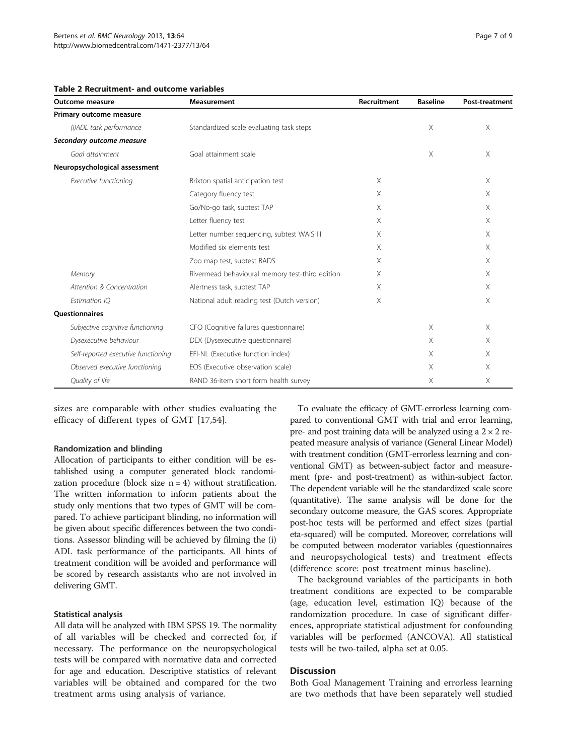**Table 2 Recruitment- and outcome variables**

| Outcome measure | Measurement | Recruitment | Baseline | Post-treatment |
|---|---|---|---|---|
| **Primary outcome measure** | | | | |
| *(i)ADL task performance* | Standardized scale evaluating task steps | | X | X |
| ***Secondary outcome measure*** | | | | |
| *Goal attainment* | Goal attainment scale | | X | X |
| **Neuropsychological assessment** | | | | |
| *Executive functioning* | Brixton spatial anticipation test | X | | X |
| | Category fluency test | X | | X |
| | Go/No-go task, subtest TAP | X | | X |
| | Letter fluency test | X | | X |
| | Letter number sequencing, subtest WAIS III | X | | X |
| | Modified six elements test | X | | X |
| | Zoo map test, subtest BADS | X | | X |
| *Memory* | Rivermead behavioural memory test-third edition | X | | X |
| *Attention & Concentration* | Alertness task, subtest TAP | X | | X |
| *Estimation IQ* | National adult reading test (Dutch version) | X | | X |
| **Questionnaires** | | | | |
| *Subjective cognitive functioning* | CFQ (Cognitive failures questionnaire) | | X | X |
| *Dysexecutive behaviour* | DEX (Dysexecutive questionnaire) | | X | X |
| *Self-reported executive functioning* | EFI-NL (Executive function index) | | X | X |
| *Observed executive functioning* | EOS (Executive observation scale) | | X | X |
| *Quality of life* | RAND 36-item short form health survey | | X | X |

sizes are comparable with other studies evaluating the efficacy of different types of GMT [17,54].

#### Randomization and blinding

Allocation of participants to either condition will be established using a computer generated block randomization procedure (block size $n = 4$) without stratification. The written information to inform patients about the study only mentions that two types of GMT will be compared. To achieve participant blinding, no information will be given about specific differences between the two conditions. Assessor blinding will be achieved by filming the (i) ADL task performance of the participants. All hints of treatment condition will be avoided and performance will be scored by research assistants who are not involved in delivering GMT.

#### Statistical analysis

All data will be analyzed with IBM SPSS 19. The normality of all variables will be checked and corrected for, if necessary. The performance on the neuropsychological tests will be compared with normative data and corrected for age and education. Descriptive statistics of relevant variables will be obtained and compared for the two treatment arms using analysis of variance.

To evaluate the efficacy of GMT-errorless learning compared to conventional GMT with trial and error learning, pre- and post training data will be analyzed using a $2 \times 2$ repeated measure analysis of variance (General Linear Model) with treatment condition (GMT-errorless learning and conventional GMT) as between-subject factor and measurement (pre- and post-treatment) as within-subject factor. The dependent variable will be the standardized scale score (quantitative). The same analysis will be done for the secondary outcome measure, the GAS scores. Appropriate post-hoc tests will be performed and effect sizes (partial eta-squared) will be computed. Moreover, correlations will be computed between moderator variables (questionnaires and neuropsychological tests) and treatment effects (difference score: post treatment minus baseline).

The background variables of the participants in both treatment conditions are expected to be comparable (age, education level, estimation IQ) because of the randomization procedure. In case of significant differences, appropriate statistical adjustment for confounding variables will be performed (ANCOVA). All statistical tests will be two-tailed, alpha set at 0.05.

## Discussion

Both Goal Management Training and errorless learning are two methods that have been separately well studied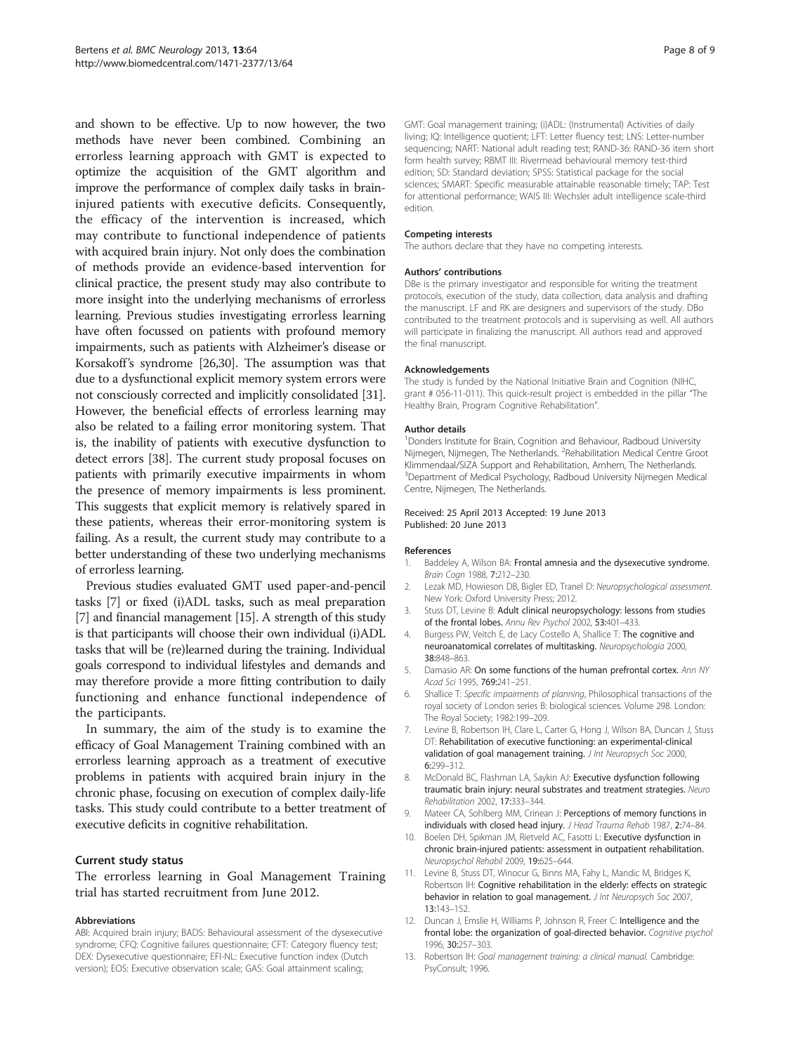and shown to be effective. Up to now however, the two methods have never been combined. Combining an errorless learning approach with GMT is expected to optimize the acquisition of the GMT algorithm and improve the performance of complex daily tasks in brain-injured patients with executive deficits. Consequently, the efficacy of the intervention is increased, which may contribute to functional independence of patients with acquired brain injury. Not only does the combination of methods provide an evidence-based intervention for clinical practice, the present study may also contribute to more insight into the underlying mechanisms of errorless learning. Previous studies investigating errorless learning have often focussed on patients with profound memory impairments, such as patients with Alzheimer's disease or Korsakoff's syndrome [26,30]. The assumption was that due to a dysfunctional explicit memory system errors were not consciously corrected and implicitly consolidated [31]. However, the beneficial effects of errorless learning may also be related to a failing error monitoring system. That is, the inability of patients with executive dysfunction to detect errors [38]. The current study proposal focuses on patients with primarily executive impairments in whom the presence of memory impairments is less prominent. This suggests that explicit memory is relatively spared in these patients, whereas their error-monitoring system is failing. As a result, the current study may contribute to a better understanding of these two underlying mechanisms of errorless learning.

Previous studies evaluated GMT used paper-and-pencil tasks [7] or fixed (i)ADL tasks, such as meal preparation [7] and financial management [15]. A strength of this study is that participants will choose their own individual (i)ADL tasks that will be (re)learned during the training. Individual goals correspond to individual lifestyles and demands and may therefore provide a more fitting contribution to daily functioning and enhance functional independence of the participants.

In summary, the aim of the study is to examine the efficacy of Goal Management Training combined with an errorless learning approach as a treatment of executive problems in patients with acquired brain injury in the chronic phase, focusing on execution of complex daily-life tasks. This study could contribute to a better treatment of executive deficits in cognitive rehabilitation.

## Current study status

The errorless learning in Goal Management Training trial has started recruitment from June 2012.

#### Abbreviations

ABI: Acquired brain injury; BADS: Behavioural assessment of the dysexecutive syndrome; CFQ: Cognitive failures questionnaire; CFT: Category fluency test; DEX: Dysexecutive questionnaire; EFI-NL: Executive function index (Dutch version); EOS: Executive observation scale; GAS: Goal attainment scaling; GMT: Goal management training; (i)ADL: (Instrumental) Activities of daily living; IQ: Intelligence quotient; LFT: Letter fluency test; LNS: Letter-number sequencing; NART: National adult reading test; RAND-36: RAND-36 item short form health survey; RBMT III: Rivermead behavioural memory test-third edition; SD: Standard deviation; SPSS: Statistical package for the social sciences; SMART: Specific measurable attainable reasonable timely; TAP: Test for attentional performance; WAIS III: Wechsler adult intelligence scale-third edition.

#### Competing interests

The authors declare that they have no competing interests.

#### Authors' contributions

DBe is the primary investigator and responsible for writing the treatment protocols, execution of the study, data collection, data analysis and drafting the manuscript. LF and RK are designers and supervisors of the study. DBo contributed to the treatment protocols and is supervising as well. All authors will participate in finalizing the manuscript. All authors read and approved the final manuscript.

#### Acknowledgements

The study is funded by the National Initiative Brain and Cognition (NIHC, grant # 056-11-011). This quick-result project is embedded in the pillar "The Healthy Brain, Program Cognitive Rehabilitation".

#### Author details

[1]Donders Institute for Brain, Cognition and Behaviour, Radboud University Nijmegen, Nijmegen, The Netherlands. [2]Rehabilitation Medical Centre Groot Klimmendaal/SIZA Support and Rehabilitation, Arnhem, The Netherlands. [3]Department of Medical Psychology, Radboud University Nijmegen Medical Centre, Nijmegen, The Netherlands.

Received: 25 April 2013 Accepted: 19 June 2013
Published: 20 June 2013

#### References

1. Baddeley A, Wilson BA: **Frontal amnesia and the dysexecutive syndrome.** *Brain Cogn* 1988, **7:**212–230.
2. Lezak MD, Howieson DB, Bigler ED, Tranel D: *Neuropsychological assessment.* New York: Oxford University Press; 2012.
3. Stuss DT, Levine B: **Adult clinical neuropsychology: lessons from studies of the frontal lobes.** *Annu Rev Psychol* 2002, **53:**401–433.
4. Burgess PW, Veitch E, de Lacy Costello A, Shallice T: **The cognitive and neuroanatomical correlates of multitasking.** *Neuropsychologia* 2000, **38:**848–863.
5. Damasio AR: **On some functions of the human prefrontal cortex.** *Ann NY Acad Sci* 1995, **769:**241–251.
6. Shallice T: *Specific impairments of planning*, Philosophical transactions of the royal society of London series B: biological sciences. Volume 298. London: The Royal Society; 1982:199–209.
7. Levine B, Robertson IH, Clare L, Carter G, Hong J, Wilson BA, Duncan J, Stuss DT: **Rehabilitation of executive functioning: an experimental-clinical validation of goal management training.** *J Int Neuropsych Soc* 2000, **6:**299–312.
8. McDonald BC, Flashman LA, Saykin AJ: **Executive dysfunction following traumatic brain injury: neural substrates and treatment strategies.** *Neuro Rehabilitation* 2002, **17:**333–344.
9. Mateer CA, Sohlberg MM, Crinean J: **Perceptions of memory functions in individuals with closed head injury.** *J Head Trauma Rehab* 1987, **2:**74–84.
10. Boelen DH, Spikman JM, Rietveld AC, Fasotti L: **Executive dysfunction in chronic brain-injured patients: assessment in outpatient rehabilitation.** *Neuropsychol Rehabil* 2009, **19:**625–644.
11. Levine B, Stuss DT, Winocur G, Binns MA, Fahy L, Mandic M, Bridges K, Robertson IH: **Cognitive rehabilitation in the elderly: effects on strategic behavior in relation to goal management.** *J Int Neuropsych Soc* 2007, **13:**143–152.
12. Duncan J, Emslie H, Williams P, Johnson R, Freer C: **Intelligence and the frontal lobe: the organization of goal-directed behavior.** *Cognitive psychol* 1996, **30:**257–303.
13. Robertson IH: *Goal management training: a clinical manual.* Cambridge: PsyConsult; 1996.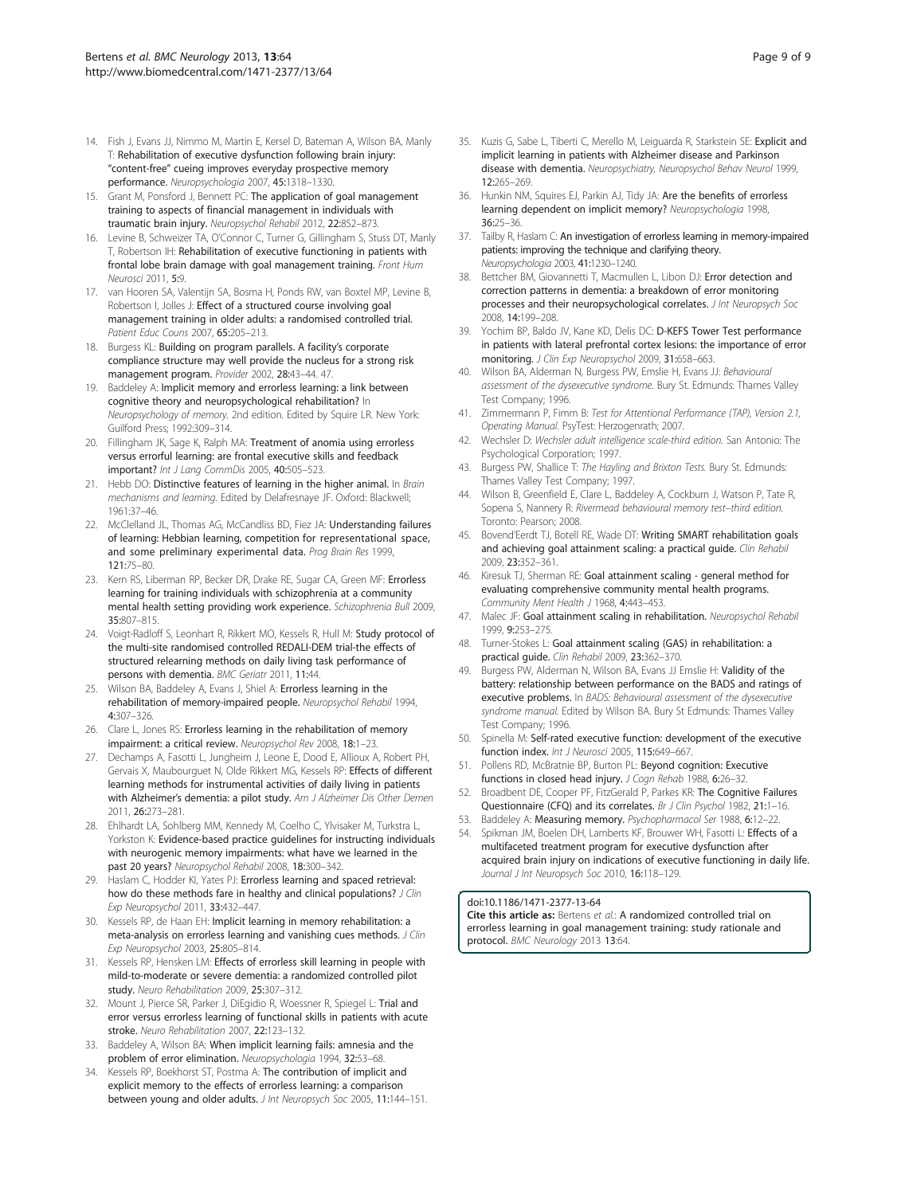14. Fish J, Evans JJ, Nimmo M, Martin E, Kersel D, Bateman A, Wilson BA, Manly T: **Rehabilitation of executive dysfunction following brain injury: "content-free" cueing improves everyday prospective memory performance.** *Neuropsychologia* 2007, **45:**1318–1330.
15. Grant M, Ponsford J, Bennett PC: **The application of goal management training to aspects of financial management in individuals with traumatic brain injury.** *Neuropsychol Rehabil* 2012, **22:**852–873.
16. Levine B, Schweizer TA, O'Connor C, Turner G, Gillingham S, Stuss DT, Manly T, Robertson IH: **Rehabilitation of executive functioning in patients with frontal lobe brain damage with goal management training.** *Front Hum Neurosci* 2011, **5:**9.
17. van Hooren SA, Valentijn SA, Bosma H, Ponds RW, van Boxtel MP, Levine B, Robertson I, Jolles J: **Effect of a structured course involving goal management training in older adults: a randomised controlled trial.** *Patient Educ Couns* 2007, **65:**205–213.
18. Burgess KL: **Building on program parallels. A facility's corporate compliance structure may well provide the nucleus for a strong risk management program.** *Provider* 2002, **28:**43–44. 47.
19. Baddeley A: **Implicit memory and errorless learning: a link between cognitive theory and neuropsychological rehabilitation?** In *Neuropsychology of memory.* 2nd edition. Edited by Squire LR. New York: Guilford Press; 1992:309–314.
20. Fillingham JK, Sage K, Ralph MA: **Treatment of anomia using errorless versus errorful learning: are frontal executive skills and feedback important?** *Int J Lang CommDis* 2005, **40:**505–523.
21. Hebb DO: **Distinctive features of learning in the higher animal.** In *Brain mechanisms and learning.* Edited by Delafresnaye JF. Oxford: Blackwell; 1961:37–46.
22. McClelland JL, Thomas AG, McCandliss BD, Fiez JA: **Understanding failures of learning: Hebbian learning, competition for representational space, and some preliminary experimental data.** *Prog Brain Res* 1999, **121:**75–80.
23. Kern RS, Liberman RP, Becker DR, Drake RE, Sugar CA, Green MF: **Errorless learning for training individuals with schizophrenia at a community mental health setting providing work experience.** *Schizophrenia Bull* 2009, **35:**807–815.
24. Voigt-Radloff S, Leonhart R, Rikkert MO, Kessels R, Hull M: **Study protocol of the multi-site randomised controlled REDALI-DEM trial-the effects of structured relearning methods on daily living task performance of persons with dementia.** *BMC Geriatr* 2011, **11:**44.
25. Wilson BA, Baddeley A, Evans J, Shiel A: **Errorless learning in the rehabilitation of memory-impaired people.** *Neuropsychol Rehabil* 1994, **4:**307–326.
26. Clare L, Jones RS: **Errorless learning in the rehabilitation of memory impairment: a critical review.** *Neuropsychol Rev* 2008, **18:**1–23.
27. Dechamps A, Fasotti L, Jungheim J, Leone E, Dood E, Allioux A, Robert PH, Gervais X, Maubourguet N, Olde Rikkert MG, Kessels RP: **Effects of different learning methods for instrumental activities of daily living in patients with Alzheimer's dementia: a pilot study.** *Am J Alzheimer Dis Other Demen* 2011, **26:**273–281.
28. Ehlhardt LA, Sohlberg MM, Kennedy M, Coelho C, Ylvisaker M, Turkstra L, Yorkston K: **Evidence-based practice guidelines for instructing individuals with neurogenic memory impairments: what have we learned in the past 20 years?** *Neuropsychol Rehabil* 2008, **18:**300–342.
29. Haslam C, Hodder KI, Yates PJ: **Errorless learning and spaced retrieval: how do these methods fare in healthy and clinical populations?** *J Clin Exp Neuropsychol* 2011, **33:**432–447.
30. Kessels RP, de Haan EH: **Implicit learning in memory rehabilitation: a meta-analysis on errorless learning and vanishing cues methods.** *J Clin Exp Neuropsychol* 2003, **25:**805–814.
31. Kessels RP, Hensken LM: **Effects of errorless skill learning in people with mild-to-moderate or severe dementia: a randomized controlled pilot study.** *Neuro Rehabilitation* 2009, **25:**307–312.
32. Mount J, Pierce SR, Parker J, DiEgidio R, Woessner R, Spiegel L: **Trial and error versus errorless learning of functional skills in patients with acute stroke.** *Neuro Rehabilitation* 2007, **22:**123–132.
33. Baddeley A, Wilson BA: **When implicit learning fails: amnesia and the problem of error elimination.** *Neuropsychologia* 1994, **32:**53–68.
34. Kessels RP, Boekhorst ST, Postma A: **The contribution of implicit and explicit memory to the effects of errorless learning: a comparison between young and older adults.** *J Int Neuropsych Soc* 2005, **11:**144–151.
35. Kuzis G, Sabe L, Tiberti C, Merello M, Leiguarda R, Starkstein SE: **Explicit and implicit learning in patients with Alzheimer disease and Parkinson disease with dementia.** *Neuropsychiatry, Neuropsychol Behav Neurol* 1999, **12:**265–269.
36. Hunkin NM, Squires EJ, Parkin AJ, Tidy JA: **Are the benefits of errorless learning dependent on implicit memory?** *Neuropsychologia* 1998, **36:**25–36.
37. Tailby R, Haslam C: **An investigation of errorless learning in memory-impaired patients: improving the technique and clarifying theory.** *Neuropsychologia* 2003, **41:**1230–1240.
38. Bettcher BM, Giovannetti T, Macmullen L, Libon DJ: **Error detection and correction patterns in dementia: a breakdown of error monitoring processes and their neuropsychological correlates.** *J Int Neuropsych Soc* 2008, **14:**199–208.
39. Yochim BP, Baldo JV, Kane KD, Delis DC: **D-KEFS Tower Test performance in patients with lateral prefrontal cortex lesions: the importance of error monitoring.** *J Clin Exp Neuropsychol* 2009, **31:**658–663.
40. Wilson BA, Alderman N, Burgess PW, Emslie H, Evans JJ: *Behavioural assessment of the dysexecutive syndrome.* Bury St. Edmunds: Thames Valley Test Company; 1996.
41. Zimmermann P, Fimm B: *Test for Attentional Performance (TAP), Version 2.1, Operating Manual.* PsyTest: Herzogenrath; 2007.
42. Wechsler D: *Wechsler adult intelligence scale-third edition.* San Antonio: The Psychological Corporation; 1997.
43. Burgess PW, Shallice T: *The Hayling and Brixton Tests.* Bury St. Edmunds: Thames Valley Test Company; 1997.
44. Wilson B, Greenfield E, Clare L, Baddeley A, Cockburn J, Watson P, Tate R, Sopena S, Nannery R: *Rivermead behavioural memory test–third edition.* Toronto: Pearson; 2008.
45. Bovend'Eerdt TJ, Botell RE, Wade DT: **Writing SMART rehabilitation goals and achieving goal attainment scaling: a practical guide.** *Clin Rehabil* 2009, **23:**352–361.
46. Kiresuk TJ, Sherman RE: **Goal attainment scaling - general method for evaluating comprehensive community mental health programs.** *Community Ment Health J* 1968, **4:**443–453.
47. Malec JF: **Goal attainment scaling in rehabilitation.** *Neuropsychol Rehabil* 1999, **9:**253–275.
48. Turner-Stokes L: **Goal attainment scaling (GAS) in rehabilitation: a practical guide.** *Clin Rehabil* 2009, **23:**362–370.
49. Burgess PW, Alderman N, Wilson BA, Evans JJ Emslie H: **Validity of the battery: relationship between performance on the BADS and ratings of executive problems.** In *BADS: Behavioural assessment of the dysexecutive syndrome manual.* Edited by Wilson BA. Bury St Edmunds: Thames Valley Test Company; 1996.
50. Spinella M: **Self-rated executive function: development of the executive function index.** *Int J Neurosci* 2005, **115:**649–667.
51. Pollens RD, McBratnie BP, Burton PL: **Beyond cognition: Executive functions in closed head injury.** *J Cogn Rehab* 1988, **6:**26–32.
52. Broadbent DE, Cooper PF, FitzGerald P, Parkes KR: **The Cognitive Failures Questionnaire (CFQ) and its correlates.** *Br J Clin Psychol* 1982, **21:**1–16.
53. Baddeley A: **Measuring memory.** *Psychopharmacol Ser* 1988, **6:**12–22.
54. Spikman JM, Boelen DH, Lamberts KF, Brouwer WH, Fasotti L: **Effects of a multifaceted treatment program for executive dysfunction after acquired brain injury on indications of executive functioning in daily life.** *Journal J Int Neuropsych Soc* 2010, **16:**118–129.

doi:10.1186/1471-2377-13-64

**Cite this article as:** Bertens *et al.*: A randomized controlled trial on errorless learning in goal management training: study rationale and protocol. *BMC Neurology* 2013 **13**:64.